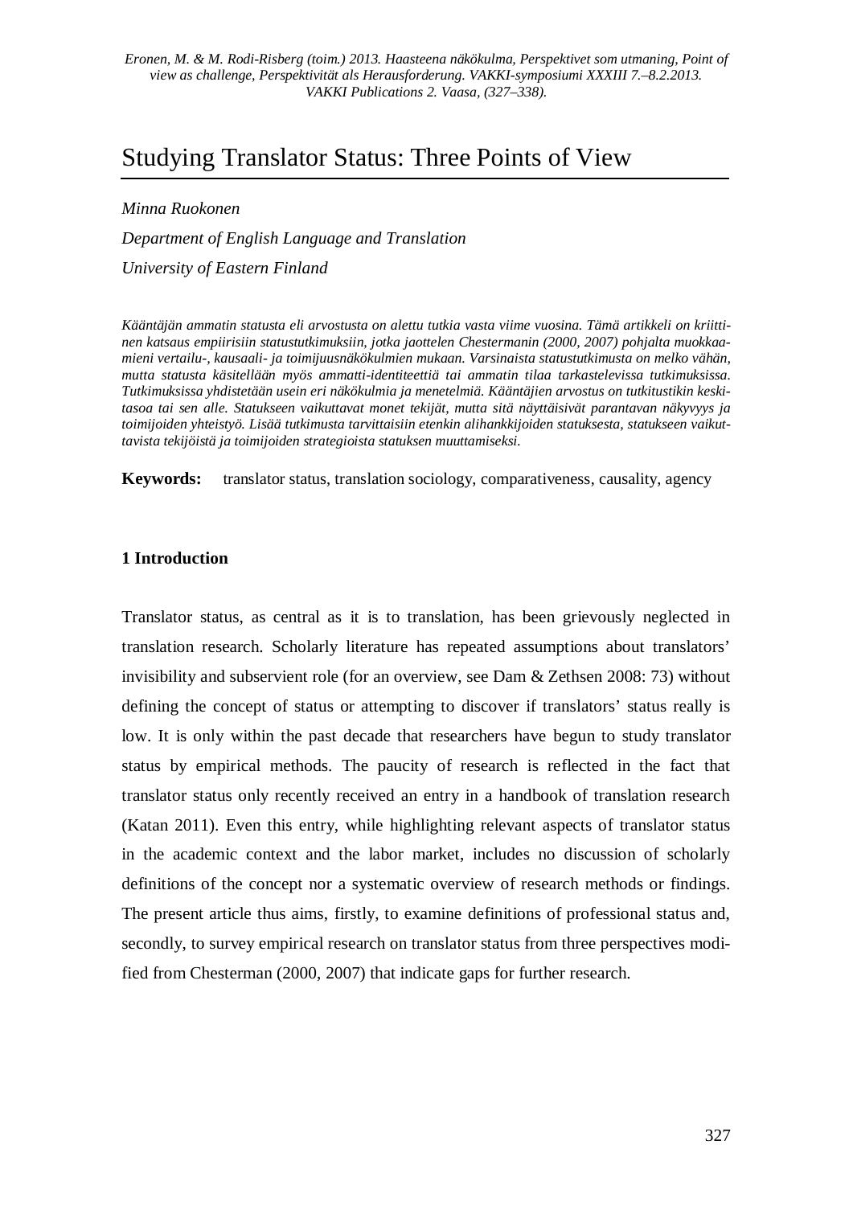*Eronen, M. & M. Rodi-Risberg (toim.) 2013. Haasteena näkökulma, Perspektivet som utmaning, Point of view as challenge, Perspektivität als Herausforderung. VAKKI-symposiumi XXXIII 7.–8.2.2013. VAKKI Publications 2. Vaasa, (327–338).*

# Studying Translator Status: Three Points of View

*Minna Ruokonen*

*Department of English Language and Translation*

*University of Eastern Finland*

*Kääntäjän ammatin statusta eli arvostusta on alettu tutkia vasta viime vuosina. Tämä artikkeli on kriittinen katsaus empiirisiin statustutkimuksiin, jotka jaottelen Chestermanin (2000, 2007) pohjalta muokkaamieni vertailu-, kausaali- ja toimijuusnäkökulmien mukaan. Varsinaista statustutkimusta on melko vähän, mutta statusta käsitellään myös ammatti-identiteettiä tai ammatin tilaa tarkastelevissa tutkimuksissa. Tutkimuksissa yhdistetään usein eri näkökulmia ja menetelmiä. Kääntäjien arvostus on tutkitustikin keskitasoa tai sen alle. Statukseen vaikuttavat monet tekijät, mutta sitä näyttäisivät parantavan näkyvyys ja toimijoiden yhteistyö. Lisää tutkimusta tarvittaisiin etenkin alihankkijoiden statuksesta, statukseen vaikuttavista tekijöistä ja toimijoiden strategioista statuksen muuttamiseksi.*

**Keywords:** translator status, translation sociology, comparativeness, causality, agency

## 1 Introduction

Translator status, as central as it is to translation, has been grievously neglected in translation research. Scholarly literature has repeated assumptions about translators' invisibility and subservient role (for an overview, see Dam & Zethsen 2008: 73) without defining the concept of status or attempting to discover if translators' status really is low. It is only within the past decade that researchers have begun to study translator status by empirical methods. The paucity of research is reflected in the fact that translator status only recently received an entry in a handbook of translation research (Katan 2011). Even this entry, while highlighting relevant aspects of translator status in the academic context and the labor market, includes no discussion of scholarly definitions of the concept nor a systematic overview of research methods or findings. The present article thus aims, firstly, to examine definitions of professional status and, secondly, to survey empirical research on translator status from three perspectives modified from Chesterman (2000, 2007) that indicate gaps for further research.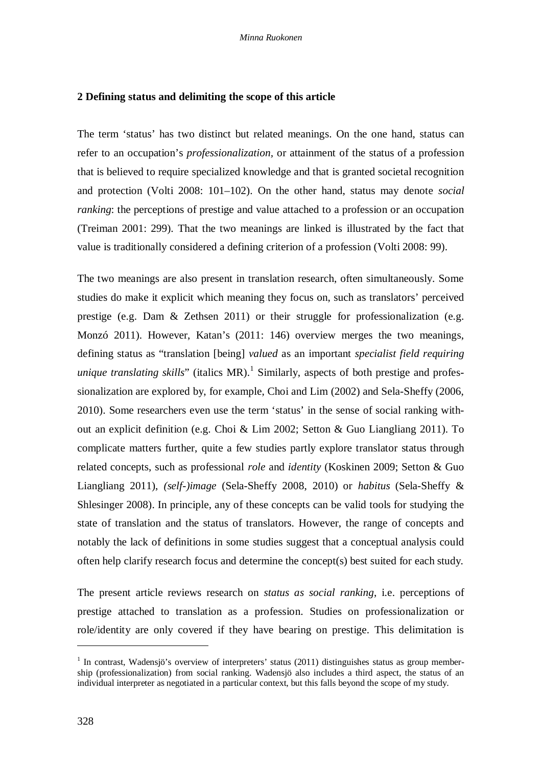## 2 Defining status and delimiting the scope of this article

The term 'status' has two distinct but related meanings. On the one hand, status can refer to an occupation's *professionalization*, or attainment of the status of a profession that is believed to require specialized knowledge and that is granted societal recognition and protection (Volti 2008: 101–102). On the other hand, status may denote *social ranking*: the perceptions of prestige and value attached to a profession or an occupation (Treiman 2001: 299). That the two meanings are linked is illustrated by the fact that value is traditionally considered a defining criterion of a profession (Volti 2008: 99).

The two meanings are also present in translation research, often simultaneously. Some studies do make it explicit which meaning they focus on, such as translators' perceived prestige (e.g. Dam & Zethsen 2011) or their struggle for professionalization (e.g. Monzó 2011). However, Katan's (2011: 146) overview merges the two meanings, defining status as "translation [being] *valued* as an important *specialist field requiring unique translating skills*" (italics MR).[1] Similarly, aspects of both prestige and professionalization are explored by, for example, Choi and Lim (2002) and Sela-Sheffy (2006, 2010). Some researchers even use the term 'status' in the sense of social ranking without an explicit definition (e.g. Choi & Lim 2002; Setton & Guo Liangliang 2011). To complicate matters further, quite a few studies partly explore translator status through related concepts, such as professional *role* and *identity* (Koskinen 2009; Setton & Guo Liangliang 2011), *(self-)image* (Sela-Sheffy 2008, 2010) or *habitus* (Sela-Sheffy & Shlesinger 2008). In principle, any of these concepts can be valid tools for studying the state of translation and the status of translators. However, the range of concepts and notably the lack of definitions in some studies suggest that a conceptual analysis could often help clarify research focus and determine the concept(s) best suited for each study.

The present article reviews research on *status as social ranking*, i.e. perceptions of prestige attached to translation as a profession. Studies on professionalization or role/identity are only covered if they have bearing on prestige. This delimitation is

[1] In contrast, Wadensjö's overview of interpreters' status (2011) distinguishes status as group membership (professionalization) from social ranking. Wadensjö also includes a third aspect, the status of an individual interpreter as negotiated in a particular context, but this falls beyond the scope of my study.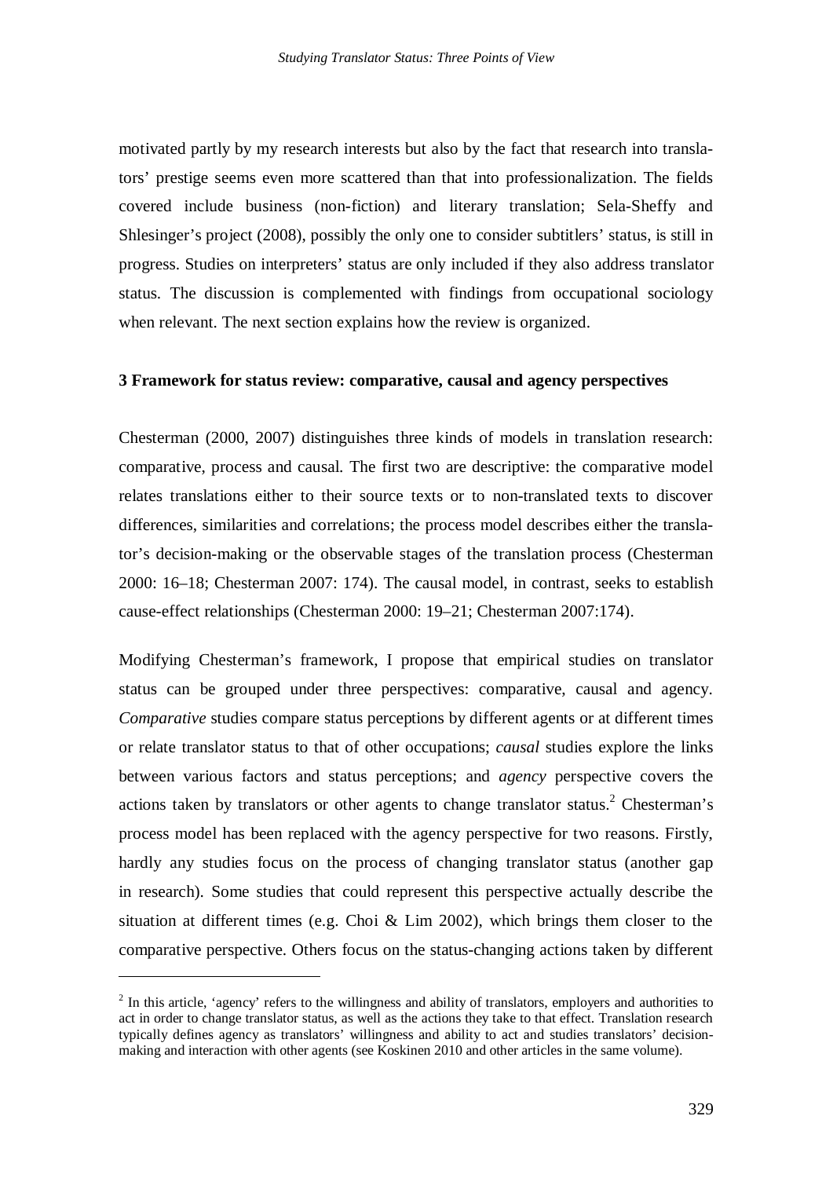motivated partly by my research interests but also by the fact that research into translators' prestige seems even more scattered than that into professionalization. The fields covered include business (non-fiction) and literary translation; Sela-Sheffy and Shlesinger's project (2008), possibly the only one to consider subtitlers' status, is still in progress. Studies on interpreters' status are only included if they also address translator status. The discussion is complemented with findings from occupational sociology when relevant. The next section explains how the review is organized.

### 3 Framework for status review: comparative, causal and agency perspectives

Chesterman (2000, 2007) distinguishes three kinds of models in translation research: comparative, process and causal. The first two are descriptive: the comparative model relates translations either to their source texts or to non-translated texts to discover differences, similarities and correlations; the process model describes either the translator's decision-making or the observable stages of the translation process (Chesterman 2000: 16–18; Chesterman 2007: 174). The causal model, in contrast, seeks to establish cause-effect relationships (Chesterman 2000: 19–21; Chesterman 2007:174).

Modifying Chesterman's framework, I propose that empirical studies on translator status can be grouped under three perspectives: comparative, causal and agency. *Comparative* studies compare status perceptions by different agents or at different times or relate translator status to that of other occupations; *causal* studies explore the links between various factors and status perceptions; and *agency* perspective covers the actions taken by translators or other agents to change translator status.[2] Chesterman's process model has been replaced with the agency perspective for two reasons. Firstly, hardly any studies focus on the process of changing translator status (another gap in research). Some studies that could represent this perspective actually describe the situation at different times (e.g. Choi & Lim 2002), which brings them closer to the comparative perspective. Others focus on the status-changing actions taken by different

[2] In this article, 'agency' refers to the willingness and ability of translators, employers and authorities to act in order to change translator status, as well as the actions they take to that effect. Translation research typically defines agency as translators' willingness and ability to act and studies translators' decision-making and interaction with other agents (see Koskinen 2010 and other articles in the same volume).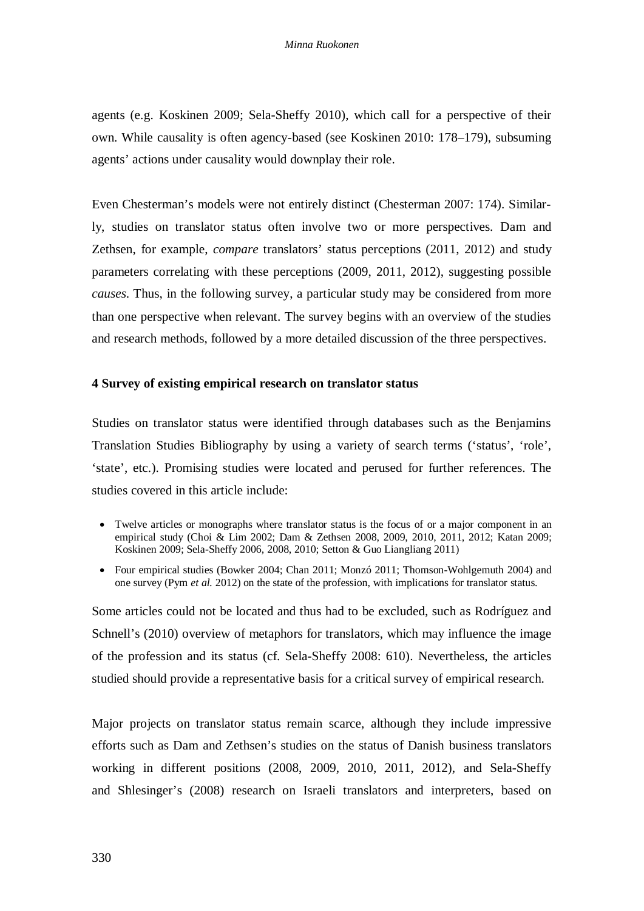agents (e.g. Koskinen 2009; Sela-Sheffy 2010), which call for a perspective of their own. While causality is often agency-based (see Koskinen 2010: 178–179), subsuming agents' actions under causality would downplay their role.

Even Chesterman's models were not entirely distinct (Chesterman 2007: 174). Similarly, studies on translator status often involve two or more perspectives. Dam and Zethsen, for example, *compare* translators' status perceptions (2011, 2012) and study parameters correlating with these perceptions (2009, 2011, 2012), suggesting possible *causes*. Thus, in the following survey, a particular study may be considered from more than one perspective when relevant. The survey begins with an overview of the studies and research methods, followed by a more detailed discussion of the three perspectives.

## 4 Survey of existing empirical research on translator status

Studies on translator status were identified through databases such as the Benjamins Translation Studies Bibliography by using a variety of search terms ('status', 'role', 'state', etc.). Promising studies were located and perused for further references. The studies covered in this article include:

- Twelve articles or monographs where translator status is the focus of or a major component in an empirical study (Choi & Lim 2002; Dam & Zethsen 2008, 2009, 2010, 2011, 2012; Katan 2009; Koskinen 2009; Sela-Sheffy 2006, 2008, 2010; Setton & Guo Liangliang 2011)
- Four empirical studies (Bowker 2004; Chan 2011; Monzó 2011; Thomson-Wohlgemuth 2004) and one survey (Pym *et al.* 2012) on the state of the profession, with implications for translator status.

Some articles could not be located and thus had to be excluded, such as Rodríguez and Schnell's (2010) overview of metaphors for translators, which may influence the image of the profession and its status (cf. Sela-Sheffy 2008: 610). Nevertheless, the articles studied should provide a representative basis for a critical survey of empirical research.

Major projects on translator status remain scarce, although they include impressive efforts such as Dam and Zethsen's studies on the status of Danish business translators working in different positions (2008, 2009, 2010, 2011, 2012), and Sela-Sheffy and Shlesinger's (2008) research on Israeli translators and interpreters, based on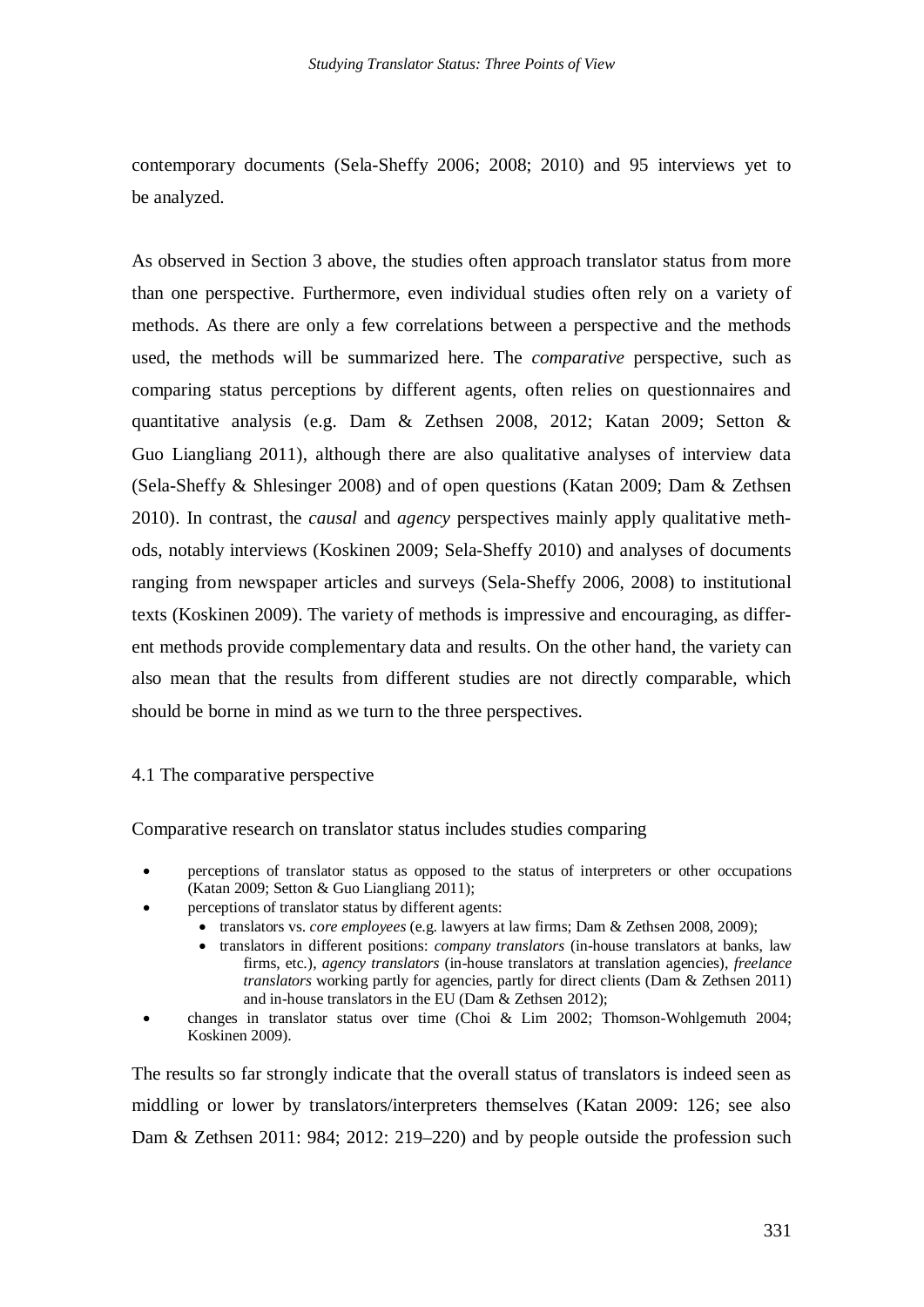contemporary documents (Sela-Sheffy 2006; 2008; 2010) and 95 interviews yet to be analyzed.

As observed in Section 3 above, the studies often approach translator status from more than one perspective. Furthermore, even individual studies often rely on a variety of methods. As there are only a few correlations between a perspective and the methods used, the methods will be summarized here. The *comparative* perspective, such as comparing status perceptions by different agents, often relies on questionnaires and quantitative analysis (e.g. Dam & Zethsen 2008, 2012; Katan 2009; Setton & Guo Liangliang 2011), although there are also qualitative analyses of interview data (Sela-Sheffy & Shlesinger 2008) and of open questions (Katan 2009; Dam & Zethsen 2010). In contrast, the *causal* and *agency* perspectives mainly apply qualitative methods, notably interviews (Koskinen 2009; Sela-Sheffy 2010) and analyses of documents ranging from newspaper articles and surveys (Sela-Sheffy 2006, 2008) to institutional texts (Koskinen 2009). The variety of methods is impressive and encouraging, as different methods provide complementary data and results. On the other hand, the variety can also mean that the results from different studies are not directly comparable, which should be borne in mind as we turn to the three perspectives.

### 4.1 The comparative perspective

Comparative research on translator status includes studies comparing

- perceptions of translator status as opposed to the status of interpreters or other occupations (Katan 2009; Setton & Guo Liangliang 2011);
- perceptions of translator status by different agents:
  - translators vs. *core employees* (e.g. lawyers at law firms; Dam & Zethsen 2008, 2009);
  - translators in different positions: *company translators* (in-house translators at banks, law firms, etc.), *agency translators* (in-house translators at translation agencies), *freelance translators* working partly for agencies, partly for direct clients (Dam & Zethsen 2011) and in-house translators in the EU (Dam & Zethsen 2012);
- changes in translator status over time (Choi & Lim 2002; Thomson-Wohlgemuth 2004; Koskinen 2009).

The results so far strongly indicate that the overall status of translators is indeed seen as middling or lower by translators/interpreters themselves (Katan 2009: 126; see also Dam & Zethsen 2011: 984; 2012: 219–220) and by people outside the profession such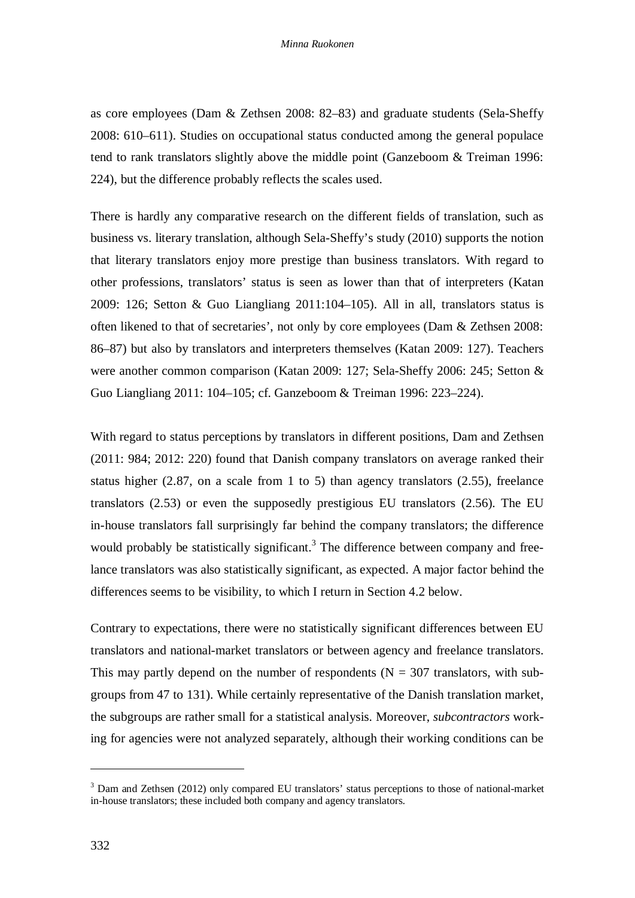as core employees (Dam & Zethsen 2008: 82–83) and graduate students (Sela-Sheffy 2008: 610–611). Studies on occupational status conducted among the general populace tend to rank translators slightly above the middle point (Ganzeboom & Treiman 1996: 224), but the difference probably reflects the scales used.

There is hardly any comparative research on the different fields of translation, such as business vs. literary translation, although Sela-Sheffy's study (2010) supports the notion that literary translators enjoy more prestige than business translators. With regard to other professions, translators' status is seen as lower than that of interpreters (Katan 2009: 126; Setton & Guo Liangliang 2011:104–105). All in all, translators status is often likened to that of secretaries', not only by core employees (Dam & Zethsen 2008: 86–87) but also by translators and interpreters themselves (Katan 2009: 127). Teachers were another common comparison (Katan 2009: 127; Sela-Sheffy 2006: 245; Setton & Guo Liangliang 2011: 104–105; cf. Ganzeboom & Treiman 1996: 223–224).

With regard to status perceptions by translators in different positions, Dam and Zethsen (2011: 984; 2012: 220) found that Danish company translators on average ranked their status higher (2.87, on a scale from 1 to 5) than agency translators (2.55), freelance translators (2.53) or even the supposedly prestigious EU translators (2.56). The EU in-house translators fall surprisingly far behind the company translators; the difference would probably be statistically significant.[3] The difference between company and freelance translators was also statistically significant, as expected. A major factor behind the differences seems to be visibility, to which I return in Section 4.2 below.

Contrary to expectations, there were no statistically significant differences between EU translators and national-market translators or between agency and freelance translators. This may partly depend on the number of respondents (N = 307 translators, with subgroups from 47 to 131). While certainly representative of the Danish translation market, the subgroups are rather small for a statistical analysis. Moreover, *subcontractors* working for agencies were not analyzed separately, although their working conditions can be

[3] Dam and Zethsen (2012) only compared EU translators' status perceptions to those of national-market in-house translators; these included both company and agency translators.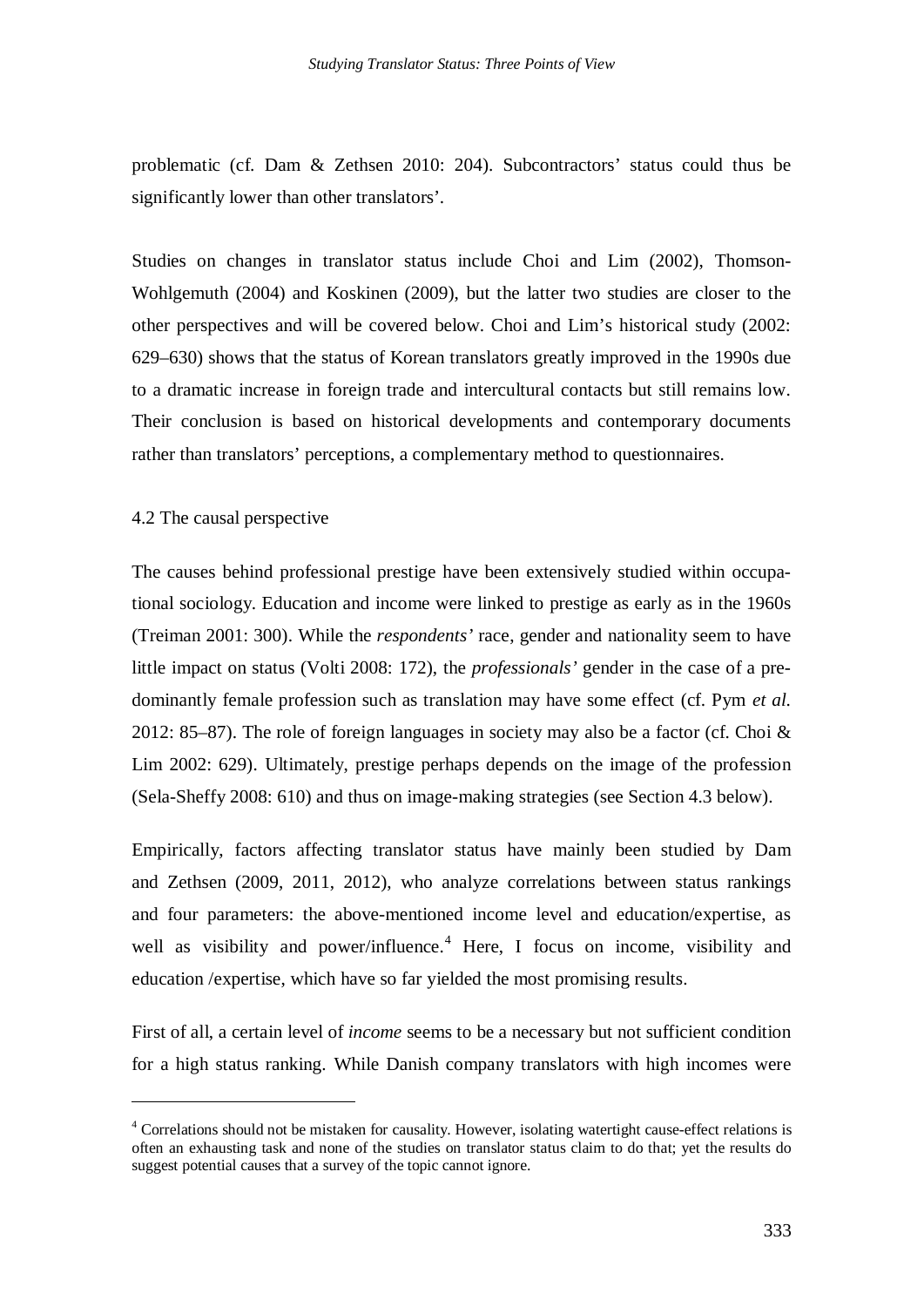problematic (cf. Dam & Zethsen 2010: 204). Subcontractors' status could thus be significantly lower than other translators'.

Studies on changes in translator status include Choi and Lim (2002), Thomson-Wohlgemuth (2004) and Koskinen (2009), but the latter two studies are closer to the other perspectives and will be covered below. Choi and Lim's historical study (2002: 629–630) shows that the status of Korean translators greatly improved in the 1990s due to a dramatic increase in foreign trade and intercultural contacts but still remains low. Their conclusion is based on historical developments and contemporary documents rather than translators' perceptions, a complementary method to questionnaires.

### 4.2 The causal perspective

The causes behind professional prestige have been extensively studied within occupational sociology. Education and income were linked to prestige as early as in the 1960s (Treiman 2001: 300). While the *respondents'* race, gender and nationality seem to have little impact on status (Volti 2008: 172), the *professionals'* gender in the case of a predominantly female profession such as translation may have some effect (cf. Pym *et al.* 2012: 85–87). The role of foreign languages in society may also be a factor (cf. Choi & Lim 2002: 629). Ultimately, prestige perhaps depends on the image of the profession (Sela-Sheffy 2008: 610) and thus on image-making strategies (see Section 4.3 below).

Empirically, factors affecting translator status have mainly been studied by Dam and Zethsen (2009, 2011, 2012), who analyze correlations between status rankings and four parameters: the above-mentioned income level and education/expertise, as well as visibility and power/influence.[4] Here, I focus on income, visibility and education /expertise, which have so far yielded the most promising results.

First of all, a certain level of *income* seems to be a necessary but not sufficient condition for a high status ranking. While Danish company translators with high incomes were

[4] Correlations should not be mistaken for causality. However, isolating watertight cause-effect relations is often an exhausting task and none of the studies on translator status claim to do that; yet the results do suggest potential causes that a survey of the topic cannot ignore.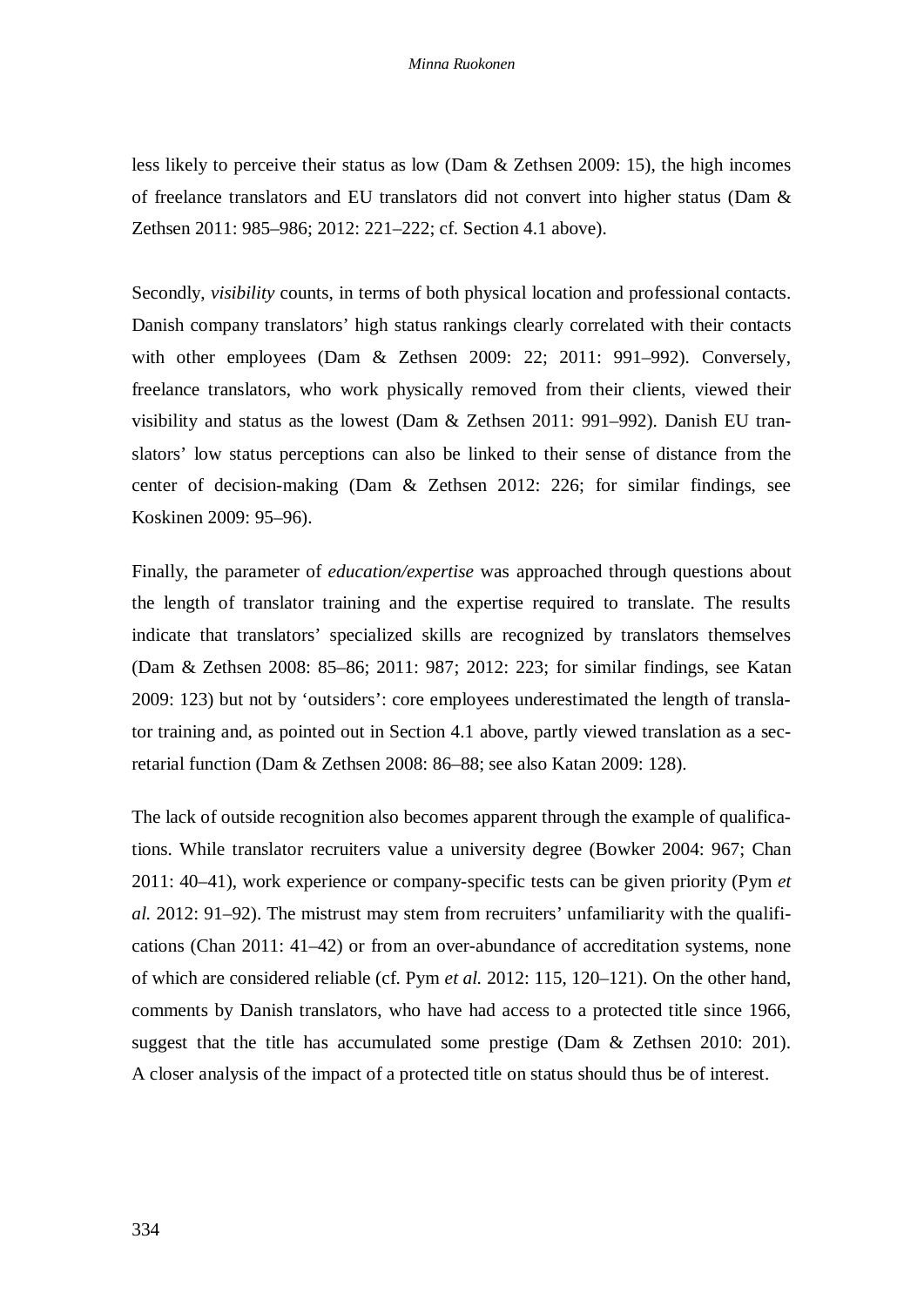less likely to perceive their status as low (Dam & Zethsen 2009: 15), the high incomes of freelance translators and EU translators did not convert into higher status (Dam & Zethsen 2011: 985–986; 2012: 221–222; cf. Section 4.1 above).

Secondly, *visibility* counts, in terms of both physical location and professional contacts. Danish company translators' high status rankings clearly correlated with their contacts with other employees (Dam & Zethsen 2009: 22; 2011: 991–992). Conversely, freelance translators, who work physically removed from their clients, viewed their visibility and status as the lowest (Dam & Zethsen 2011: 991–992). Danish EU translators' low status perceptions can also be linked to their sense of distance from the center of decision-making (Dam & Zethsen 2012: 226; for similar findings, see Koskinen 2009: 95–96).

Finally, the parameter of *education/expertise* was approached through questions about the length of translator training and the expertise required to translate. The results indicate that translators' specialized skills are recognized by translators themselves (Dam & Zethsen 2008: 85–86; 2011: 987; 2012: 223; for similar findings, see Katan 2009: 123) but not by 'outsiders': core employees underestimated the length of translator training and, as pointed out in Section 4.1 above, partly viewed translation as a secretarial function (Dam & Zethsen 2008: 86–88; see also Katan 2009: 128).

The lack of outside recognition also becomes apparent through the example of qualifications. While translator recruiters value a university degree (Bowker 2004: 967; Chan 2011: 40–41), work experience or company-specific tests can be given priority (Pym *et al.* 2012: 91–92). The mistrust may stem from recruiters' unfamiliarity with the qualifications (Chan 2011: 41–42) or from an over-abundance of accreditation systems, none of which are considered reliable (cf. Pym *et al.* 2012: 115, 120–121). On the other hand, comments by Danish translators, who have had access to a protected title since 1966, suggest that the title has accumulated some prestige (Dam & Zethsen 2010: 201). A closer analysis of the impact of a protected title on status should thus be of interest.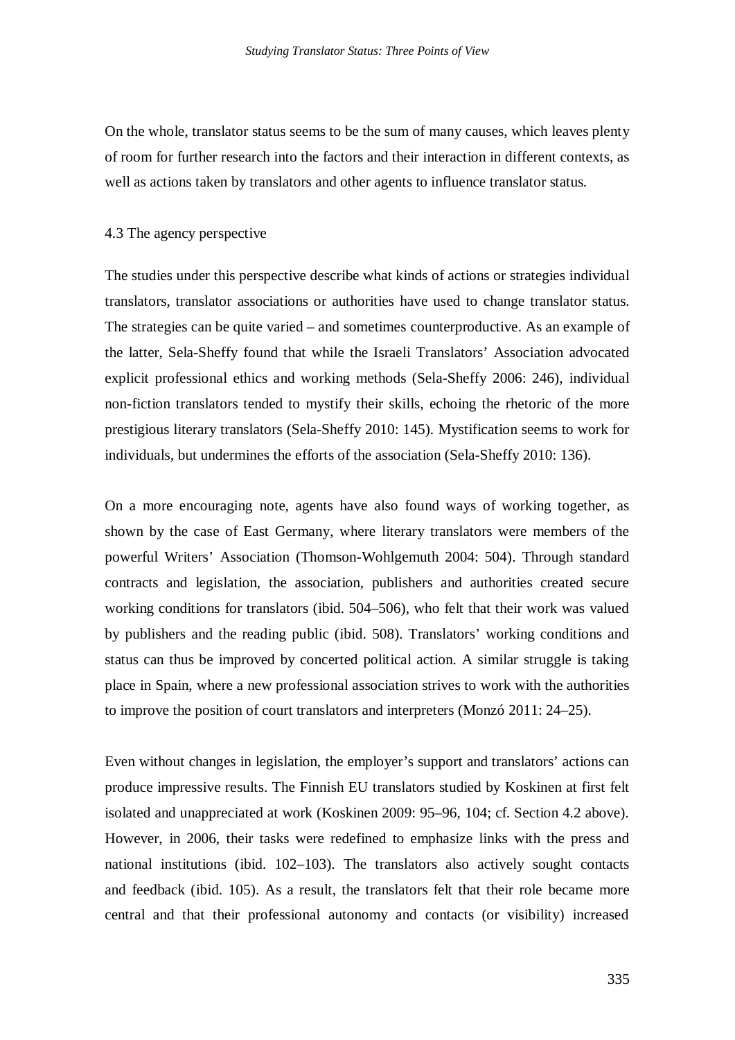On the whole, translator status seems to be the sum of many causes, which leaves plenty of room for further research into the factors and their interaction in different contexts, as well as actions taken by translators and other agents to influence translator status.

### 4.3 The agency perspective

The studies under this perspective describe what kinds of actions or strategies individual translators, translator associations or authorities have used to change translator status. The strategies can be quite varied – and sometimes counterproductive. As an example of the latter, Sela-Sheffy found that while the Israeli Translators' Association advocated explicit professional ethics and working methods (Sela-Sheffy 2006: 246), individual non-fiction translators tended to mystify their skills, echoing the rhetoric of the more prestigious literary translators (Sela-Sheffy 2010: 145). Mystification seems to work for individuals, but undermines the efforts of the association (Sela-Sheffy 2010: 136).

On a more encouraging note, agents have also found ways of working together, as shown by the case of East Germany, where literary translators were members of the powerful Writers' Association (Thomson-Wohlgemuth 2004: 504). Through standard contracts and legislation, the association, publishers and authorities created secure working conditions for translators (ibid. 504–506), who felt that their work was valued by publishers and the reading public (ibid. 508). Translators' working conditions and status can thus be improved by concerted political action. A similar struggle is taking place in Spain, where a new professional association strives to work with the authorities to improve the position of court translators and interpreters (Monzó 2011: 24–25).

Even without changes in legislation, the employer's support and translators' actions can produce impressive results. The Finnish EU translators studied by Koskinen at first felt isolated and unappreciated at work (Koskinen 2009: 95–96, 104; cf. Section 4.2 above). However, in 2006, their tasks were redefined to emphasize links with the press and national institutions (ibid. 102–103). The translators also actively sought contacts and feedback (ibid. 105). As a result, the translators felt that their role became more central and that their professional autonomy and contacts (or visibility) increased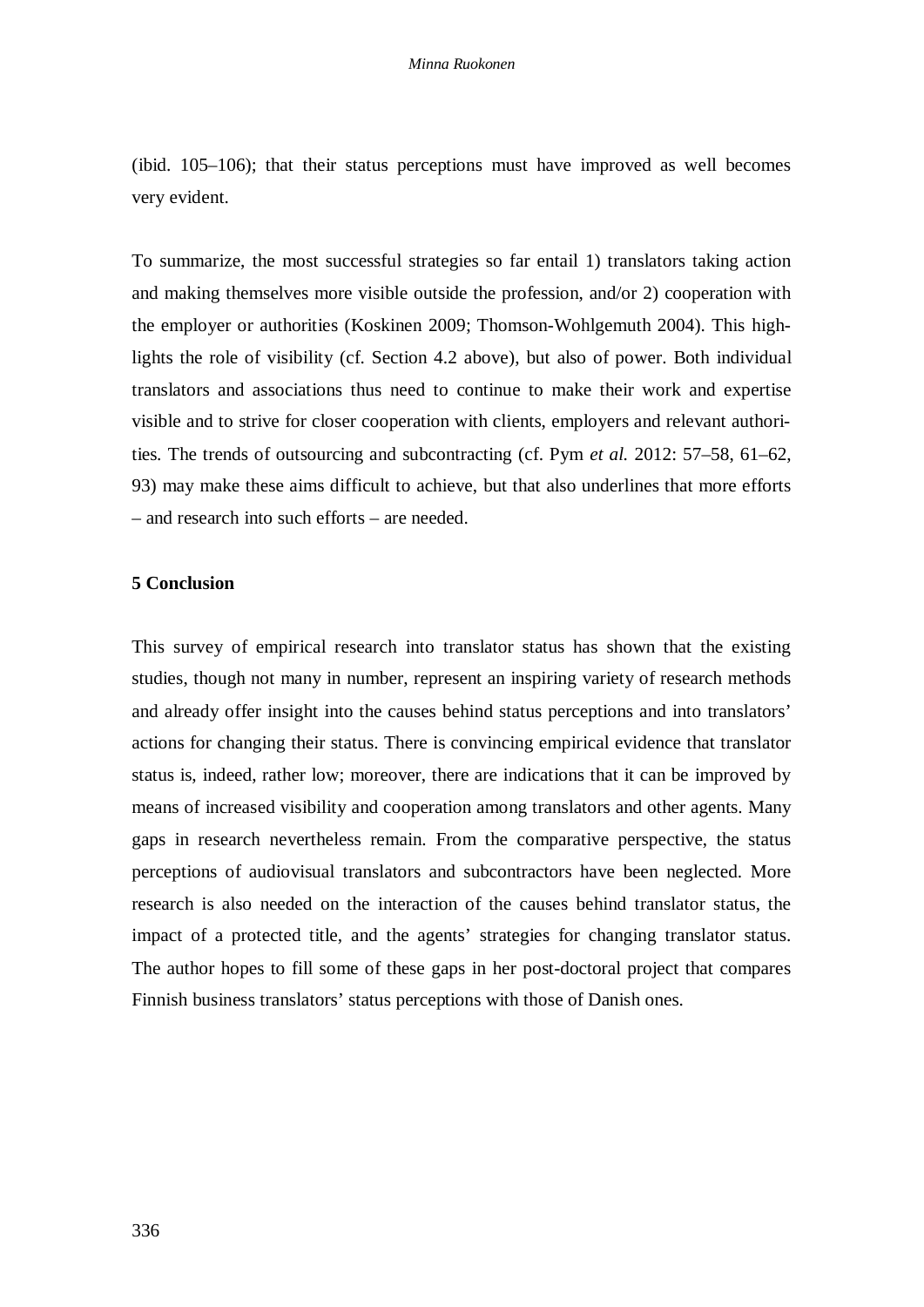(ibid. 105–106); that their status perceptions must have improved as well becomes very evident.

To summarize, the most successful strategies so far entail 1) translators taking action and making themselves more visible outside the profession, and/or 2) cooperation with the employer or authorities (Koskinen 2009; Thomson-Wohlgemuth 2004). This highlights the role of visibility (cf. Section 4.2 above), but also of power. Both individual translators and associations thus need to continue to make their work and expertise visible and to strive for closer cooperation with clients, employers and relevant authorities. The trends of outsourcing and subcontracting (cf. Pym *et al.* 2012: 57–58, 61–62, 93) may make these aims difficult to achieve, but that also underlines that more efforts – and research into such efforts – are needed.

## 5 Conclusion

This survey of empirical research into translator status has shown that the existing studies, though not many in number, represent an inspiring variety of research methods and already offer insight into the causes behind status perceptions and into translators' actions for changing their status. There is convincing empirical evidence that translator status is, indeed, rather low; moreover, there are indications that it can be improved by means of increased visibility and cooperation among translators and other agents. Many gaps in research nevertheless remain. From the comparative perspective, the status perceptions of audiovisual translators and subcontractors have been neglected. More research is also needed on the interaction of the causes behind translator status, the impact of a protected title, and the agents' strategies for changing translator status. The author hopes to fill some of these gaps in her post-doctoral project that compares Finnish business translators' status perceptions with those of Danish ones.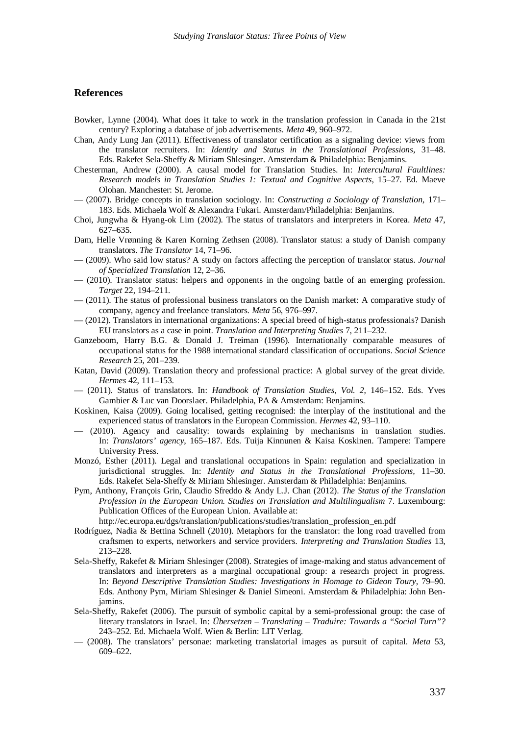## References

Bowker, Lynne (2004). What does it take to work in the translation profession in Canada in the 21st century? Exploring a database of job advertisements. *Meta* 49, 960–972.

Chan, Andy Lung Jan (2011). Effectiveness of translator certification as a signaling device: views from the translator recruiters. In: *Identity and Status in the Translational Professions*, 31–48. Eds. Rakefet Sela-Sheffy & Miriam Shlesinger. Amsterdam & Philadelphia: Benjamins.

Chesterman, Andrew (2000). A causal model for Translation Studies. In: *Intercultural Faultlines: Research models in Translation Studies 1: Textual and Cognitive Aspects*, 15–27. Ed. Maeve Olohan. Manchester: St. Jerome.

— (2007). Bridge concepts in translation sociology. In: *Constructing a Sociology of Translation*, 171–183. Eds. Michaela Wolf & Alexandra Fukari. Amsterdam/Philadelphia: Benjamins.

Choi, Jungwha & Hyang-ok Lim (2002). The status of translators and interpreters in Korea. *Meta* 47, 627–635.

Dam, Helle Vrønning & Karen Korning Zethsen (2008). Translator status: a study of Danish company translators. *The Translator* 14, 71–96.

— (2009). Who said low status? A study on factors affecting the perception of translator status. *Journal of Specialized Translation* 12, 2–36.

— (2010). Translator status: helpers and opponents in the ongoing battle of an emerging profession. *Target* 22, 194–211.

— (2011). The status of professional business translators on the Danish market: A comparative study of company, agency and freelance translators. *Meta* 56, 976–997.

— (2012). Translators in international organizations: A special breed of high-status professionals? Danish EU translators as a case in point. *Translation and Interpreting Studies* 7, 211–232.

Ganzeboom, Harry B.G. & Donald J. Treiman (1996). Internationally comparable measures of occupational status for the 1988 international standard classification of occupations. *Social Science Research* 25, 201–239.

Katan, David (2009). Translation theory and professional practice: A global survey of the great divide. *Hermes* 42, 111–153.

— (2011). Status of translators. In: *Handbook of Translation Studies, Vol. 2*, 146–152. Eds. Yves Gambier & Luc van Doorslaer. Philadelphia, PA & Amsterdam: Benjamins.

Koskinen, Kaisa (2009). Going localised, getting recognised: the interplay of the institutional and the experienced status of translators in the European Commission. *Hermes* 42, 93–110.

— (2010). Agency and causality: towards explaining by mechanisms in translation studies. In: *Translators' agency*, 165–187. Eds. Tuija Kinnunen & Kaisa Koskinen. Tampere: Tampere University Press.

Monzó, Esther (2011). Legal and translational occupations in Spain: regulation and specialization in jurisdictional struggles. In: *Identity and Status in the Translational Professions*, 11–30. Eds. Rakefet Sela-Sheffy & Miriam Shlesinger. Amsterdam & Philadelphia: Benjamins.

Pym, Anthony, François Grin, Claudio Sfreddo & Andy L.J. Chan (2012). *The Status of the Translation Profession in the European Union. Studies on Translation and Multilingualism* 7. Luxembourg: Publication Offices of the European Union. Available at: http://ec.europa.eu/dgs/translation/publications/studies/translation_profession_en.pdf

Rodríguez, Nadia & Bettina Schnell (2010). Metaphors for the translator: the long road travelled from craftsmen to experts, networkers and service providers. *Interpreting and Translation Studies* 13, 213–228.

Sela-Sheffy, Rakefet & Miriam Shlesinger (2008). Strategies of image-making and status advancement of translators and interpreters as a marginal occupational group: a research project in progress. In: *Beyond Descriptive Translation Studies: Investigations in Homage to Gideon Toury*, 79–90. Eds. Anthony Pym, Miriam Shlesinger & Daniel Simeoni. Amsterdam & Philadelphia: John Benjamins.

Sela-Sheffy, Rakefet (2006). The pursuit of symbolic capital by a semi-professional group: the case of literary translators in Israel. In: *Übersetzen – Translating – Traduire: Towards a "Social Turn"?* 243–252. Ed. Michaela Wolf. Wien & Berlin: LIT Verlag.

— (2008). The translators' personae: marketing translatorial images as pursuit of capital. *Meta* 53, 609–622.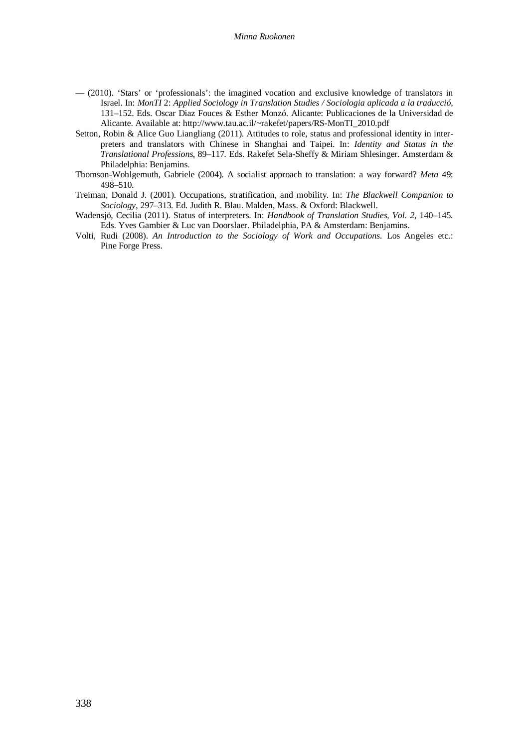— (2010). ‘Stars’ or ‘professionals’: the imagined vocation and exclusive knowledge of translators in Israel. In: *MonTI* 2: *Applied Sociology in Translation Studies / Sociologia aplicada a la traducció*, 131–152. Eds. Oscar Diaz Fouces & Esther Monzó. Alicante: Publicaciones de la Universidad de Alicante. Available at: http://www.tau.ac.il/~rakefet/papers/RS-MonTI_2010.pdf

Setton, Robin & Alice Guo Liangliang (2011). Attitudes to role, status and professional identity in interpreters and translators with Chinese in Shanghai and Taipei. In: *Identity and Status in the Translational Professions*, 89–117. Eds. Rakefet Sela-Sheffy & Miriam Shlesinger. Amsterdam & Philadelphia: Benjamins.

Thomson-Wohlgemuth, Gabriele (2004). A socialist approach to translation: a way forward? *Meta* 49: 498–510.

Treiman, Donald J. (2001). Occupations, stratification, and mobility. In: *The Blackwell Companion to Sociology*, 297–313. Ed. Judith R. Blau. Malden, Mass. & Oxford: Blackwell.

Wadensjö, Cecilia (2011). Status of interpreters. In: *Handbook of Translation Studies, Vol. 2*, 140–145. Eds. Yves Gambier & Luc van Doorslaer. Philadelphia, PA & Amsterdam: Benjamins.

Volti, Rudi (2008). *An Introduction to the Sociology of Work and Occupations*. Los Angeles etc.: Pine Forge Press.